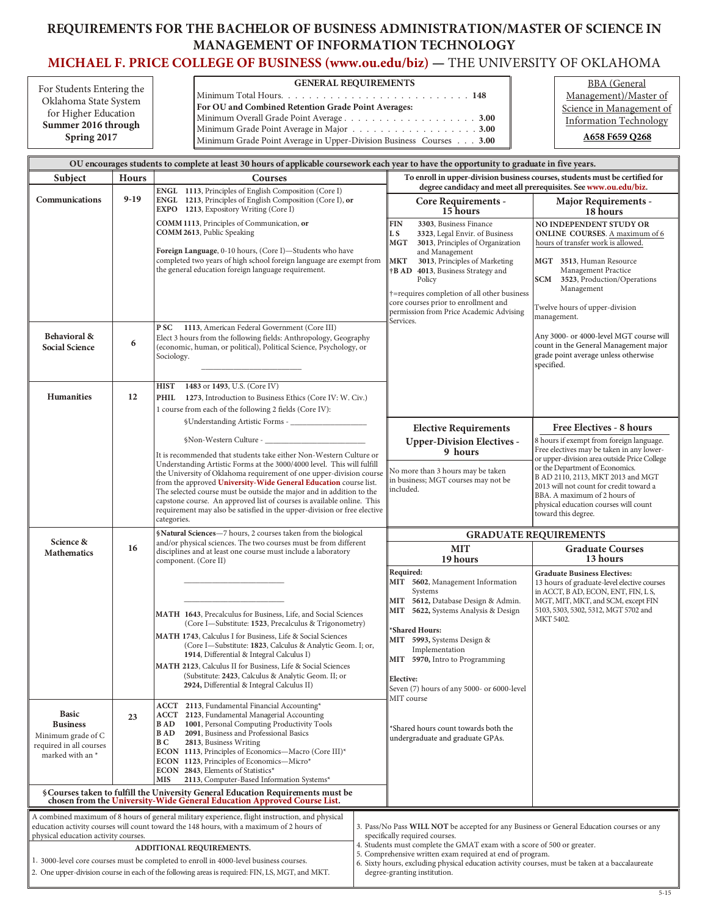# REQUIREMENTS FOR THE BACHELOR OF BUSINESS ADMINISTRATION/MASTER OF SCIENCE IN MANAGEMENT OF INFORMATION TECHNOLOGY

## MICHAEL F. PRICE COLLEGE OF BUSINESS (www.ou.edu/biz) — THE UNIVERSITY OF OKLAHOMA

For Students Entering the Oklahoma State System for Higher Education **Summer 2016 through Spring 2017**

**GENERAL REQUIREMENTS**

Minimum Total Hours. . . . . . . . . . . . . . . . . . . . . . . . . . **148**

**For OU and Combined Retention Grade Point Averages:**

Minimum Overall Grade Point Average . . . . . . . . . . . . . . . . . . **3.00**

Minimum Grade Point Average in Major . . . . . . . . . . . . . . . . . **3.00**

Minimum Grade Point Average in Upper-Division Business Courses . . . **3.00**

BBA (General Management)/Master of Science in Management of Information Technology

**A658 F659 Q268**

**OU encourages students to complete at least 30 hours of applicable coursework each year to have the opportunity to graduate in five years.**

| Subject | Hours | Courses |
|---|---|---|
| **Communications** | **9-19** | **ENGL 1113**, Principles of English Composition (Core I)<br>**ENGL 1213**, Principles of English Composition (Core I), **or**<br>**EXPO 1213**, Expository Writing (Core I)<br><br>**COMM 1113**, Principles of Communication, **or**<br>**COMM 2613**, Public Speaking<br><br>**Foreign Language**, 0-10 hours, (Core I)—Students who have completed two years of high school foreign language are exempt from the general education foreign language requirement. |
| **Behavioral & Social Science** | **6** | **P SC 1113**, American Federal Government (Core III)<br>Elect 3 hours from the following fields: Anthropology, Geography (economic, human, or political), Political Science, Psychology, or Sociology.<br>\_\_\_\_\_\_\_\_\_\_\_\_\_\_\_\_\_\_\_\_ |
| **Humanities** | **12** | **HIST 1483** or **1493**, U.S. (Core IV)<br>**PHIL 1273**, Introduction to Business Ethics (Core IV: W. Civ.)<br>1 course from each of the following 2 fields (Core IV):<br>§Understanding Artistic Forms - \_\_\_\_\_\_\_\_\_\_\_\_\_\_\_\_<br>§Non-Western Culture - \_\_\_\_\_\_\_\_\_\_\_\_\_\_\_\_\_\_\_\_<br>It is recommended that students take either Non-Western Culture or Understanding Artistic Forms at the 3000/4000 level. This will fulfill the University of Oklahoma requirement of one upper-division course from the approved University-Wide General Education course list. The selected course must be outside the major and in addition to the capstone course. An approved list of courses is available online. This requirement may also be satisfied in the upper-division or free elective categories. |
| **Science & Mathematics** | **16** | **§Natural Sciences**—7 hours, 2 courses taken from the biological and/or physical sciences. The two courses must be from different disciplines and at least one course must include a laboratory component. (Core II)<br>\_\_\_\_\_\_\_\_\_\_\_\_\_\_\_\_\_\_\_\_<br>\_\_\_\_\_\_\_\_\_\_\_\_\_\_\_\_\_\_\_\_<br>**MATH 1643**, Precalculus for Business, Life, and Social Sciences (Core I—Substitute: **1523**, Precalculus & Trigonometry)<br>**MATH 1743**, Calculus I for Business, Life & Social Sciences (Core I—Substitute: **1823**, Calculus & Analytic Geom. I; or, **1914**, Differential & Integral Calculus I)<br>**MATH 2123**, Calculus II for Business, Life & Social Sciences (Substitute: **2423**, Calculus & Analytic Geom. II; or **2924,** Differential & Integral Calculus II) |
| **Basic Business**<br>Minimum grade of C required in all courses marked with an * | **23** | **ACCT 2113**, Fundamental Financial Accounting*<br>**ACCT 2123**, Fundamental Managerial Accounting<br>**B AD 1001**, Personal Computing Productivity Tools<br>**B AD 2091**, Business and Professional Basics<br>**B C 2813**, Business Writing<br>**ECON 1113**, Principles of Economics—Macro (Core III)*<br>**ECON 1123**, Principles of Economics—Micro*<br>**ECON 2843**, Elements of Statistics*<br>**MIS 2113**, Computer-Based Information Systems* |

**§Courses taken to fulfill the University General Education Requirements must be chosen from the University-Wide General Education Approved Course List.**

**To enroll in upper-division business courses, students must be certified for degree candidacy and meet all prerequisites. See www.ou.edu/biz.**

| Core Requirements - 15 hours | Major Requirements - 18 hours |
|---|---|
| **FIN 3303**, Business Finance<br>**L S 3323**, Legal Envir. of Business<br>**MGT 3013**, Principles of Organization and Management<br>**MKT 3013**, Principles of Marketing<br>**†B AD 4013**, Business Strategy and Policy<br><br>†=requires completion of all other business core courses prior to enrollment and permission from Price Academic Advising Services. | **NO INDEPENDENT STUDY OR ONLINE COURSES**. A maximum of 6 hours of transfer work is allowed.<br><br>**MGT 3513**, Human Resource Management Practice<br>**SCM 3523**, Production/Operations Management<br><br>Twelve hours of upper-division management.<br><br>Any 3000- or 4000-level MGT course will count in the General Management major grade point average unless otherwise specified. |

| Elective Requirements<br>Upper-Division Electives - 9 hours | Free Electives - 8 hours |
|---|---|
| No more than 3 hours may be taken in business; MGT courses may not be included. | 8 hours if exempt from foreign language. Free electives may be taken in any lower- or upper-division area outside Price College or the Department of Economics. B AD 2110, 2113, MKT 2013 and MGT 2013 will not count for credit toward a BBA. A maximum of 2 hours of physical education courses will count toward this degree. |

**GRADUATE REQUIREMENTS**

| MIT<br>19 hours | Graduate Courses<br>13 hours |
|---|---|
| **Required:**<br>**MIT 5602**, Management Information Systems<br>**MIT 5612**, Database Design & Admin.<br>**MIT 5622**, Systems Analysis & Design<br><br>**\*Shared Hours:**<br>**MIT 5993**, Systems Design & Implementation<br>**MIT 5970**, Intro to Programming<br><br>**Elective:**<br>Seven (7) hours of any 5000- or 6000-level MIT course<br><br>*Shared hours count towards both the undergraduate and graduate GPAs. | **Graduate Business Electives:**<br>13 hours of graduate-level elective courses in ACCT, B AD, ECON, ENT, FIN, L S, MGT, MIT, MKT, and SCM, except FIN 5103, 5303, 5302, 5312, MGT 5702 and MKT 5402. |

A combined maximum of 8 hours of general military experience, flight instruction, and physical education activity courses will count toward the 148 hours, with a maximum of 2 hours of physical education activity courses.

**ADDITIONAL REQUIREMENTS.**

1. 3000-level core courses must be completed to enroll in 4000-level business courses.
2. One upper-division course in each of the following areas is required: FIN, LS, MGT, and MKT.
3. Pass/No Pass **WILL NOT** be accepted for any Business or General Education courses or any specifically required courses.
4. Students must complete the GMAT exam with a score of 500 or greater.
5. Comprehensive written exam required at end of program.
6. Sixty hours, excluding physical education activity courses, must be taken at a baccalaureate degree-granting institution.

5-15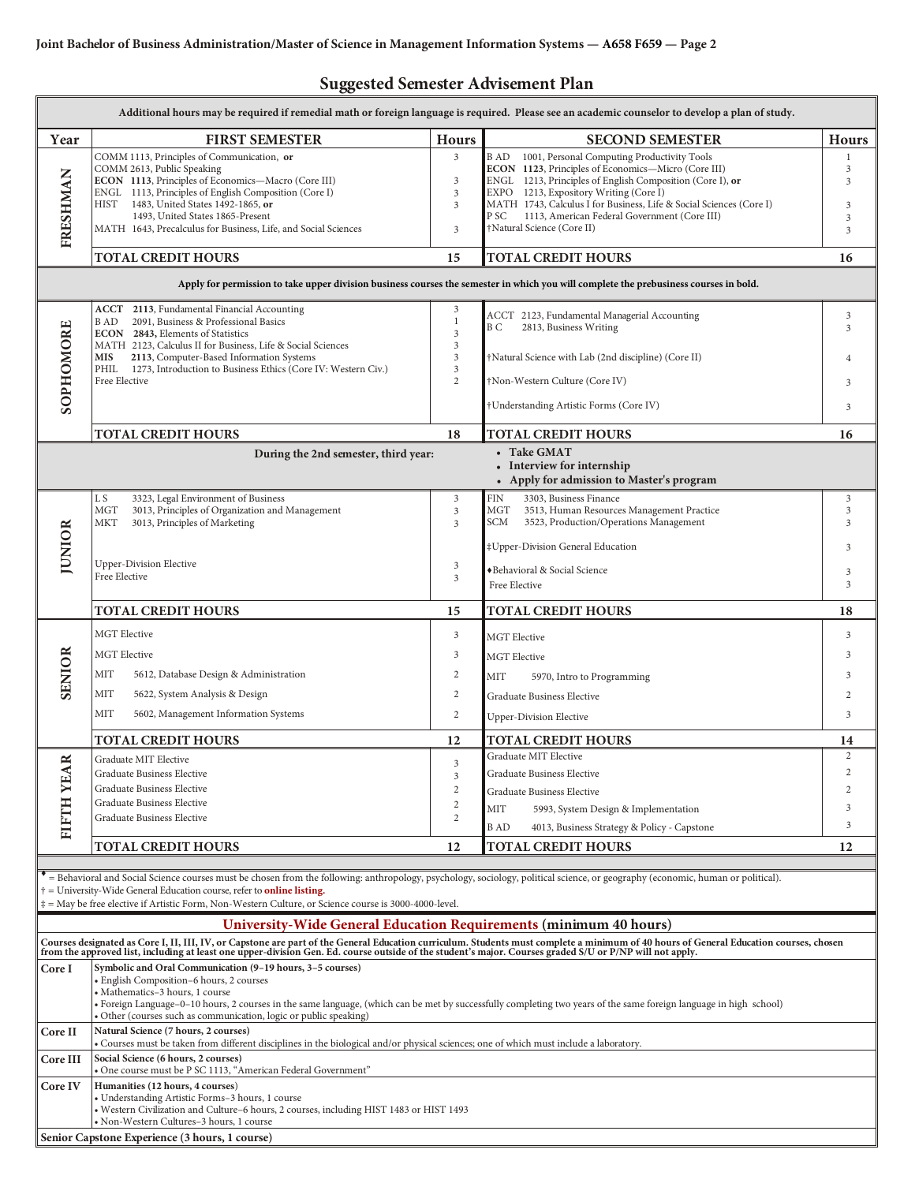# Suggested Semester Advisement Plan

**Additional hours may be required if remedial math or foreign language is required. Please see an academic counselor to develop a plan of study.**

| Year | FIRST SEMESTER | Hours | SECOND SEMESTER | Hours |
|---|---|---|---|---|
| FRESHMAN | COMM 1113, Principles of Communication, **or** COMM 2613, Public Speaking | 3 | B AD 1001, Personal Computing Productivity Tools | 1 |
| | **ECON 1113**, Principles of Economics—Macro (Core III) | 3 | **ECON 1123**, Principles of Economics—Micro (Core III) | 3 |
| | ENGL 1113, Principles of English Composition (Core I) | 3 | ENGL 1213, Principles of English Composition (Core I), **or** EXPO 1213, Expository Writing (Core I) | 3 |
| | HIST 1483, United States 1492-1865, **or** 1493, United States 1865-Present | 3 | MATH 1743, Calculus I for Business, Life & Social Sciences (Core I) | 3 |
| | MATH 1643, Precalculus for Business, Life, and Social Sciences | 3 | P SC 1113, American Federal Government (Core III) | 3 |
| | | | †Natural Science (Core II) | 3 |
| | **TOTAL CREDIT HOURS** | **15** | **TOTAL CREDIT HOURS** | **16** |
| | **Apply for permission to take upper division business courses the semester in which you will complete the prebusiness courses in bold.** | | | |
| SOPHOMORE | **ACCT 2113**, Fundamental Financial Accounting | 3 | ACCT 2123, Fundamental Managerial Accounting | 3 |
| | B AD 2091, Business & Professional Basics | 1 | B C 2813, Business Writing | 3 |
| | **ECON 2843,** Elements of Statistics | 3 | †Natural Science with Lab (2nd discipline) (Core II) | 4 |
| | MATH 2123, Calculus II for Business, Life & Social Sciences | 3 | †Non-Western Culture (Core IV) | 3 |
| | **MIS 2113**, Computer-Based Information Systems | 3 | †Understanding Artistic Forms (Core IV) | 3 |
| | PHIL 1273, Introduction to Business Ethics (Core IV: Western Civ.) | 3 | | |
| | Free Elective | 2 | | |
| | **TOTAL CREDIT HOURS** | **18** | **TOTAL CREDIT HOURS** | **16** |
| | **During the 2nd semester, third year:** | | • **Take GMAT** • **Interview for internship** • **Apply for admission to Master's program** | |
| JUNIOR | L S 3323, Legal Environment of Business | 3 | FIN 3303, Business Finance | 3 |
| | MGT 3013, Principles of Organization and Management | 3 | MGT 3513, Human Resources Management Practice | 3 |
| | MKT 3013, Principles of Marketing | 3 | SCM 3523, Production/Operations Management | 3 |
| | Upper-Division Elective | 3 | ‡Upper-Division General Education | 3 |
| | Free Elective | 3 | ♦Behavioral & Social Science | 3 |
| | | | Free Elective | 3 |
| | **TOTAL CREDIT HOURS** | **15** | **TOTAL CREDIT HOURS** | **18** |
| SENIOR | MGT Elective | 3 | MGT Elective | 3 |
| | MGT Elective | 3 | MGT Elective | 3 |
| | MIT 5612, Database Design & Administration | 2 | MIT 5970, Intro to Programming | 3 |
| | MIT 5622, System Analysis & Design | 2 | Graduate Business Elective | 2 |
| | MIT 5602, Management Information Systems | 2 | Upper-Division Elective | 3 |
| | **TOTAL CREDIT HOURS** | **12** | **TOTAL CREDIT HOURS** | **14** |
| FIFTH YEAR | Graduate MIT Elective | 3 | Graduate MIT Elective | 2 |
| | Graduate Business Elective | 3 | Graduate Business Elective | 2 |
| | Graduate Business Elective | 2 | Graduate Business Elective | 2 |
| | Graduate Business Elective | 2 | MIT 5993, System Design & Implementation | 3 |
| | Graduate Business Elective | 2 | B AD 4013, Business Strategy & Policy - Capstone | 3 |
| | **TOTAL CREDIT HOURS** | **12** | **TOTAL CREDIT HOURS** | **12** |

♦ = Behavioral and Social Science courses must be chosen from the following: anthropology, psychology, sociology, political science, or geography (economic, human or political).
† = University-Wide General Education course, refer to **online listing.**
‡ = May be free elective if Artistic Form, Non-Western Culture, or Science course is 3000-4000-level.

## University-Wide General Education Requirements (minimum 40 hours)

**Courses designated as Core I, II, III, IV, or Capstone are part of the General Education curriculum. Students must complete a minimum of 40 hours of General Education courses, chosen from the approved list, including at least one upper-division Gen. Ed. course outside of the student's major. Courses graded S/U or P/NP will not apply.**

| | |
|---|---|
| **Core I** | **Symbolic and Oral Communication (9–19 hours, 3–5 courses)** • English Composition–6 hours, 2 courses • Mathematics–3 hours, 1 course • Foreign Language–0–10 hours, 2 courses in the same language, (which can be met by successfully completing two years of the same foreign language in high school) • Other (courses such as communication, logic or public speaking) |
| **Core II** | **Natural Science (7 hours, 2 courses)** • Courses must be taken from different disciplines in the biological and/or physical sciences; one of which must include a laboratory. |
| **Core III** | **Social Science (6 hours, 2 courses)** • One course must be P SC 1113, "American Federal Government" |
| **Core IV** | **Humanities (12 hours, 4 courses)** • Understanding Artistic Forms–3 hours, 1 course • Western Civilization and Culture–6 hours, 2 courses, including HIST 1483 or HIST 1493 • Non-Western Cultures–3 hours, 1 course |
| **Senior Capstone Experience (3 hours, 1 course)** | |